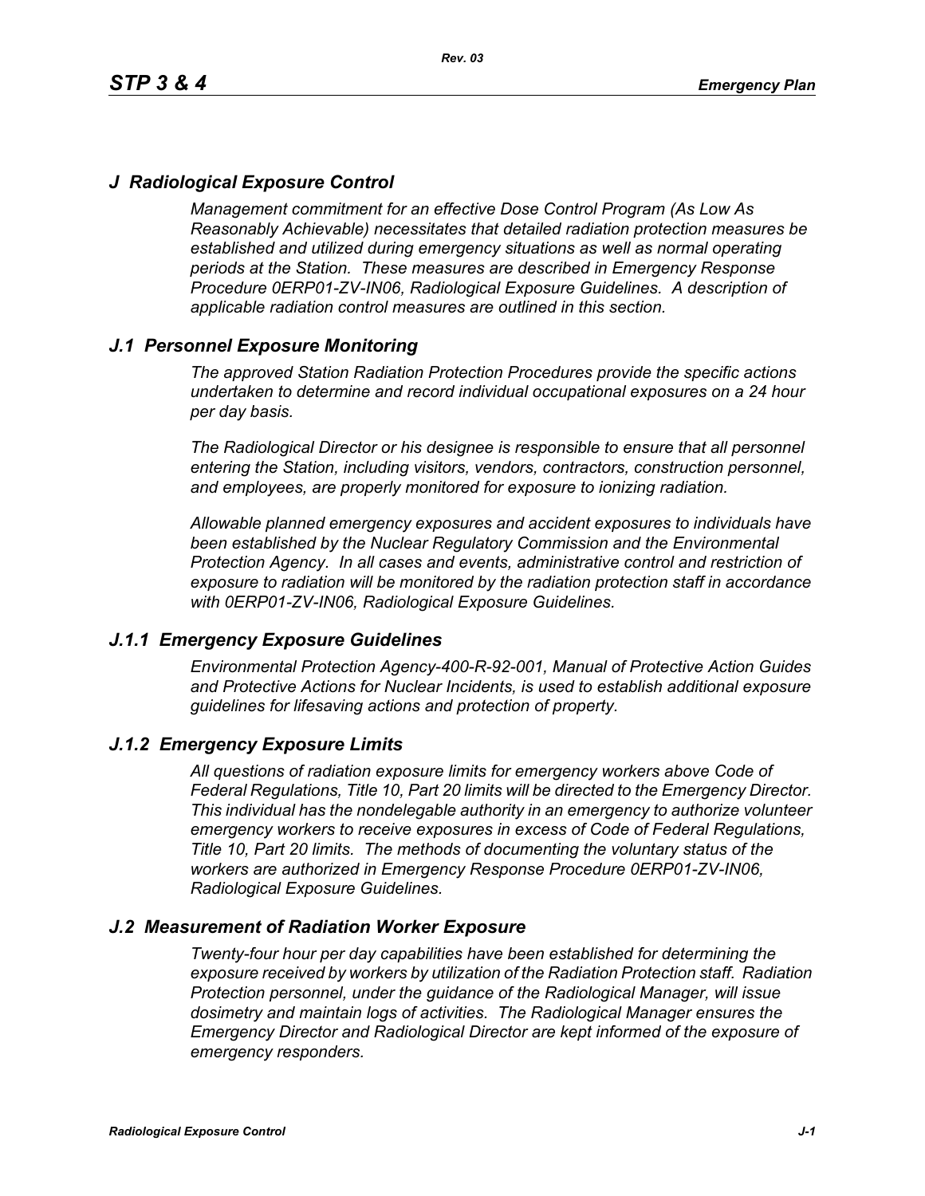# J Radiological Exposure Control

*Management commitment for an effective Dose Control Program (As Low As Reasonably Achievable) necessitates that detailed radiation protection measures be established and utilized during emergency situations as well as normal operating periods at the Station. These measures are described in Emergency Response Procedure 0ERP01-ZV-IN06, Radiological Exposure Guidelines. A description of applicable radiation control measures are outlined in this section.*

## J.1 Personnel Exposure Monitoring

*The approved Station Radiation Protection Procedures provide the specific actions undertaken to determine and record individual occupational exposures on a 24 hour per day basis.*

*The Radiological Director or his designee is responsible to ensure that all personnel entering the Station, including visitors, vendors, contractors, construction personnel, and employees, are properly monitored for exposure to ionizing radiation.*

*Allowable planned emergency exposures and accident exposures to individuals have been established by the Nuclear Regulatory Commission and the Environmental Protection Agency. In all cases and events, administrative control and restriction of exposure to radiation will be monitored by the radiation protection staff in accordance with 0ERP01-ZV-IN06, Radiological Exposure Guidelines.*

### J.1.1 Emergency Exposure Guidelines

*Environmental Protection Agency-400-R-92-001, Manual of Protective Action Guides and Protective Actions for Nuclear Incidents, is used to establish additional exposure guidelines for lifesaving actions and protection of property.*

### J.1.2 Emergency Exposure Limits

*All questions of radiation exposure limits for emergency workers above Code of Federal Regulations, Title 10, Part 20 limits will be directed to the Emergency Director. This individual has the nondelegable authority in an emergency to authorize volunteer emergency workers to receive exposures in excess of Code of Federal Regulations, Title 10, Part 20 limits. The methods of documenting the voluntary status of the workers are authorized in Emergency Response Procedure 0ERP01-ZV-IN06, Radiological Exposure Guidelines.*

## J.2 Measurement of Radiation Worker Exposure

*Twenty-four hour per day capabilities have been established for determining the exposure received by workers by utilization of the Radiation Protection staff. Radiation Protection personnel, under the guidance of the Radiological Manager, will issue dosimetry and maintain logs of activities. The Radiological Manager ensures the Emergency Director and Radiological Director are kept informed of the exposure of emergency responders.*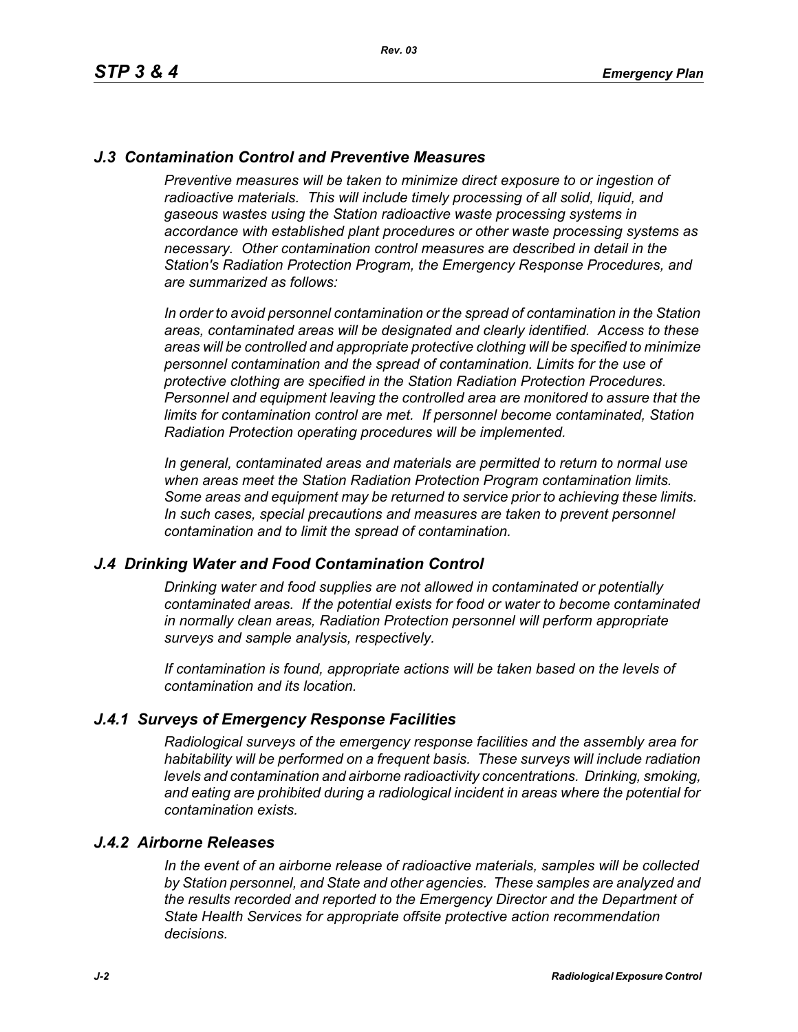## *J.3 Contamination Control and Preventive Measures*

*Preventive measures will be taken to minimize direct exposure to or ingestion of radioactive materials. This will include timely processing of all solid, liquid, and gaseous wastes using the Station radioactive waste processing systems in accordance with established plant procedures or other waste processing systems as necessary. Other contamination control measures are described in detail in the Station's Radiation Protection Program, the Emergency Response Procedures, and are summarized as follows:*

*In order to avoid personnel contamination or the spread of contamination in the Station areas, contaminated areas will be designated and clearly identified. Access to these areas will be controlled and appropriate protective clothing will be specified to minimize personnel contamination and the spread of contamination. Limits for the use of protective clothing are specified in the Station Radiation Protection Procedures. Personnel and equipment leaving the controlled area are monitored to assure that the limits for contamination control are met. If personnel become contaminated, Station Radiation Protection operating procedures will be implemented.*

*In general, contaminated areas and materials are permitted to return to normal use when areas meet the Station Radiation Protection Program contamination limits. Some areas and equipment may be returned to service prior to achieving these limits. In such cases, special precautions and measures are taken to prevent personnel contamination and to limit the spread of contamination.*

## *J.4 Drinking Water and Food Contamination Control*

*Drinking water and food supplies are not allowed in contaminated or potentially contaminated areas. If the potential exists for food or water to become contaminated in normally clean areas, Radiation Protection personnel will perform appropriate surveys and sample analysis, respectively.*

*If contamination is found, appropriate actions will be taken based on the levels of contamination and its location.*

### *J.4.1 Surveys of Emergency Response Facilities*

*Radiological surveys of the emergency response facilities and the assembly area for habitability will be performed on a frequent basis. These surveys will include radiation levels and contamination and airborne radioactivity concentrations. Drinking, smoking, and eating are prohibited during a radiological incident in areas where the potential for contamination exists.*

### *J.4.2 Airborne Releases*

*In the event of an airborne release of radioactive materials, samples will be collected by Station personnel, and State and other agencies. These samples are analyzed and the results recorded and reported to the Emergency Director and the Department of State Health Services for appropriate offsite protective action recommendation decisions.*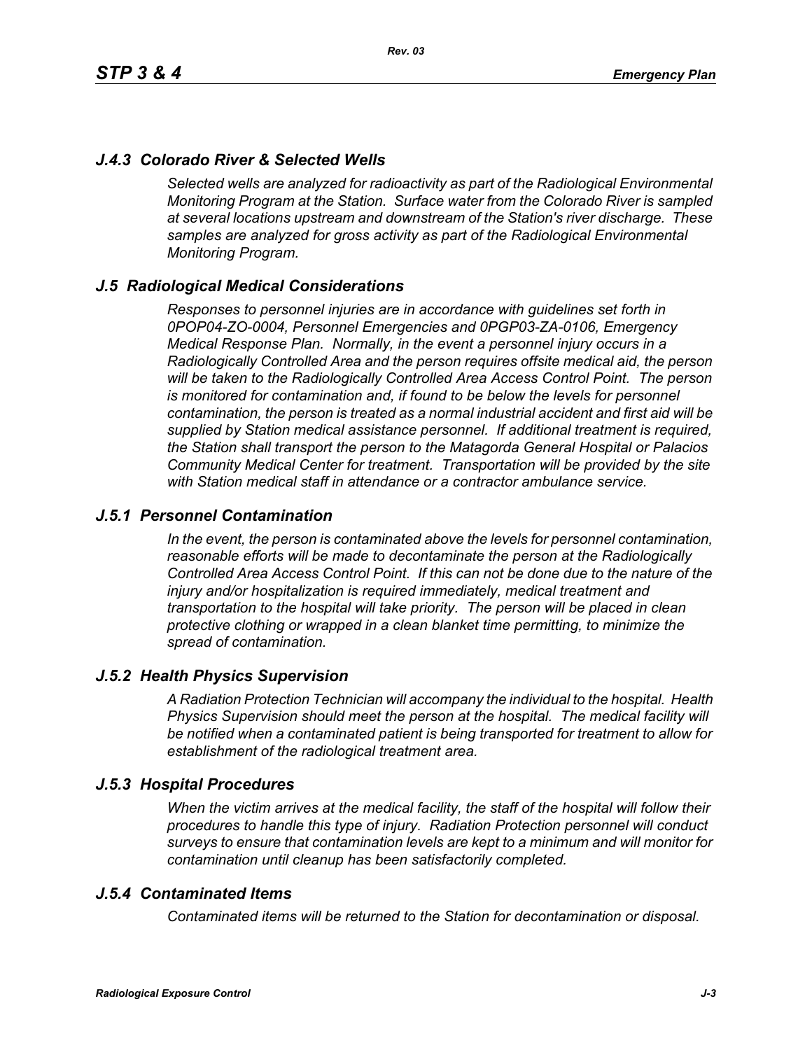### *J.4.3 Colorado River & Selected Wells*

*Selected wells are analyzed for radioactivity as part of the Radiological Environmental Monitoring Program at the Station. Surface water from the Colorado River is sampled at several locations upstream and downstream of the Station's river discharge. These samples are analyzed for gross activity as part of the Radiological Environmental Monitoring Program.*

## *J.5 Radiological Medical Considerations*

*Responses to personnel injuries are in accordance with guidelines set forth in 0POP04-ZO-0004, Personnel Emergencies and 0PGP03-ZA-0106, Emergency Medical Response Plan. Normally, in the event a personnel injury occurs in a Radiologically Controlled Area and the person requires offsite medical aid, the person will be taken to the Radiologically Controlled Area Access Control Point. The person is monitored for contamination and, if found to be below the levels for personnel contamination, the person is treated as a normal industrial accident and first aid will be supplied by Station medical assistance personnel. If additional treatment is required, the Station shall transport the person to the Matagorda General Hospital or Palacios Community Medical Center for treatment. Transportation will be provided by the site with Station medical staff in attendance or a contractor ambulance service.*

### *J.5.1 Personnel Contamination*

*In the event, the person is contaminated above the levels for personnel contamination, reasonable efforts will be made to decontaminate the person at the Radiologically Controlled Area Access Control Point. If this can not be done due to the nature of the injury and/or hospitalization is required immediately, medical treatment and transportation to the hospital will take priority. The person will be placed in clean protective clothing or wrapped in a clean blanket time permitting, to minimize the spread of contamination.*

### *J.5.2 Health Physics Supervision*

*A Radiation Protection Technician will accompany the individual to the hospital. Health Physics Supervision should meet the person at the hospital. The medical facility will be notified when a contaminated patient is being transported for treatment to allow for establishment of the radiological treatment area.*

### *J.5.3 Hospital Procedures*

*When the victim arrives at the medical facility, the staff of the hospital will follow their procedures to handle this type of injury. Radiation Protection personnel will conduct surveys to ensure that contamination levels are kept to a minimum and will monitor for contamination until cleanup has been satisfactorily completed.*

### *J.5.4 Contaminated Items*

*Contaminated items will be returned to the Station for decontamination or disposal.*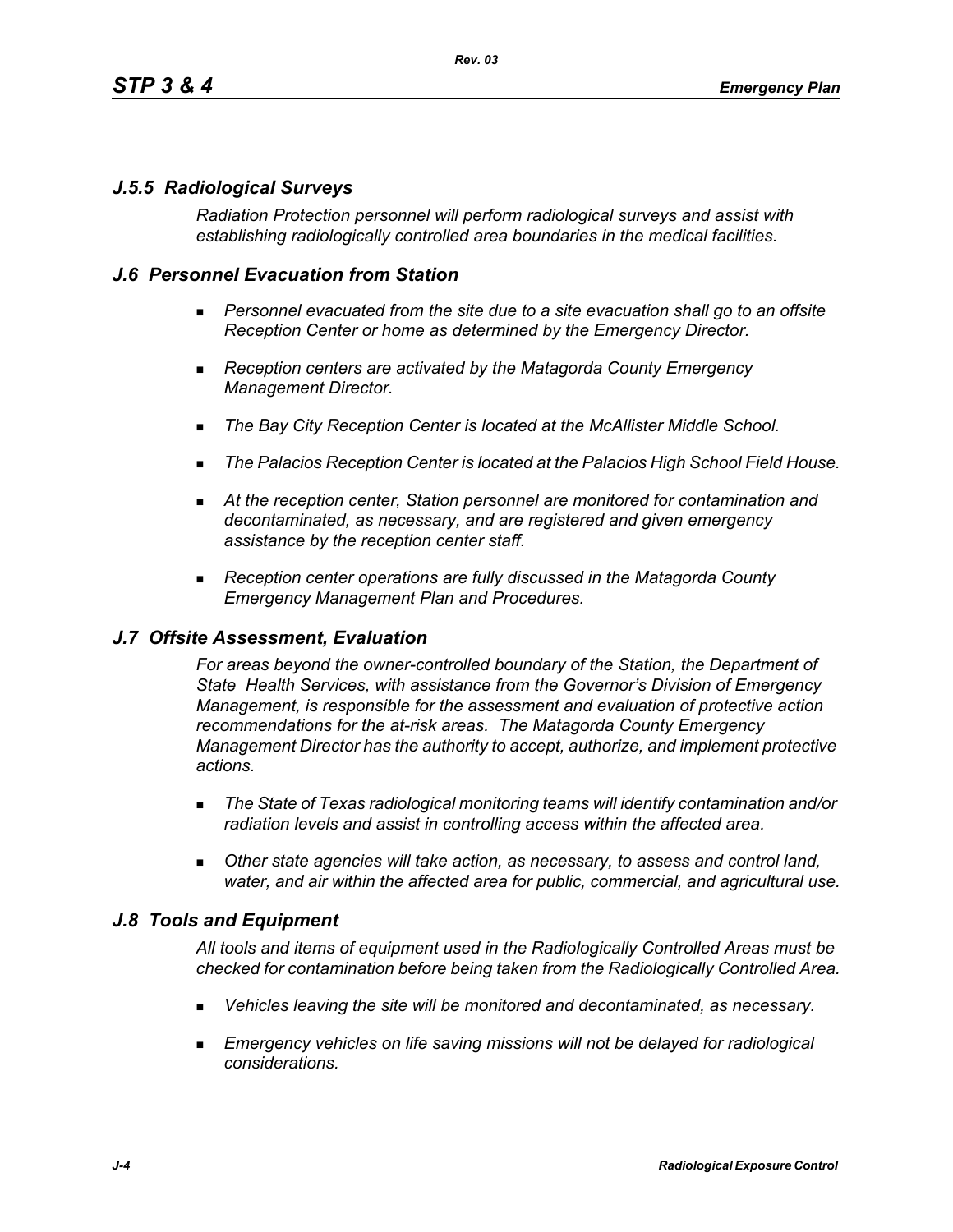### *J.5.5 Radiological Surveys*

*Radiation Protection personnel will perform radiological surveys and assist with establishing radiologically controlled area boundaries in the medical facilities.*

## *J.6 Personnel Evacuation from Station*

- *Personnel evacuated from the site due to a site evacuation shall go to an offsite Reception Center or home as determined by the Emergency Director.*
- *Reception centers are activated by the Matagorda County Emergency Management Director.*
- *The Bay City Reception Center is located at the McAllister Middle School.*
- *The Palacios Reception Center is located at the Palacios High School Field House.*
- *At the reception center, Station personnel are monitored for contamination and decontaminated, as necessary, and are registered and given emergency assistance by the reception center staff.*
- *Reception center operations are fully discussed in the Matagorda County Emergency Management Plan and Procedures.*

## *J.7 Offsite Assessment, Evaluation*

*For areas beyond the owner-controlled boundary of the Station, the Department of State Health Services, with assistance from the Governor's Division of Emergency Management, is responsible for the assessment and evaluation of protective action recommendations for the at-risk areas. The Matagorda County Emergency Management Director has the authority to accept, authorize, and implement protective actions.*

- *The State of Texas radiological monitoring teams will identify contamination and/or radiation levels and assist in controlling access within the affected area.*
- *Other state agencies will take action, as necessary, to assess and control land, water, and air within the affected area for public, commercial, and agricultural use.*

## *J.8 Tools and Equipment*

*All tools and items of equipment used in the Radiologically Controlled Areas must be checked for contamination before being taken from the Radiologically Controlled Area.*

- *Vehicles leaving the site will be monitored and decontaminated, as necessary.*
- *Emergency vehicles on life saving missions will not be delayed for radiological considerations.*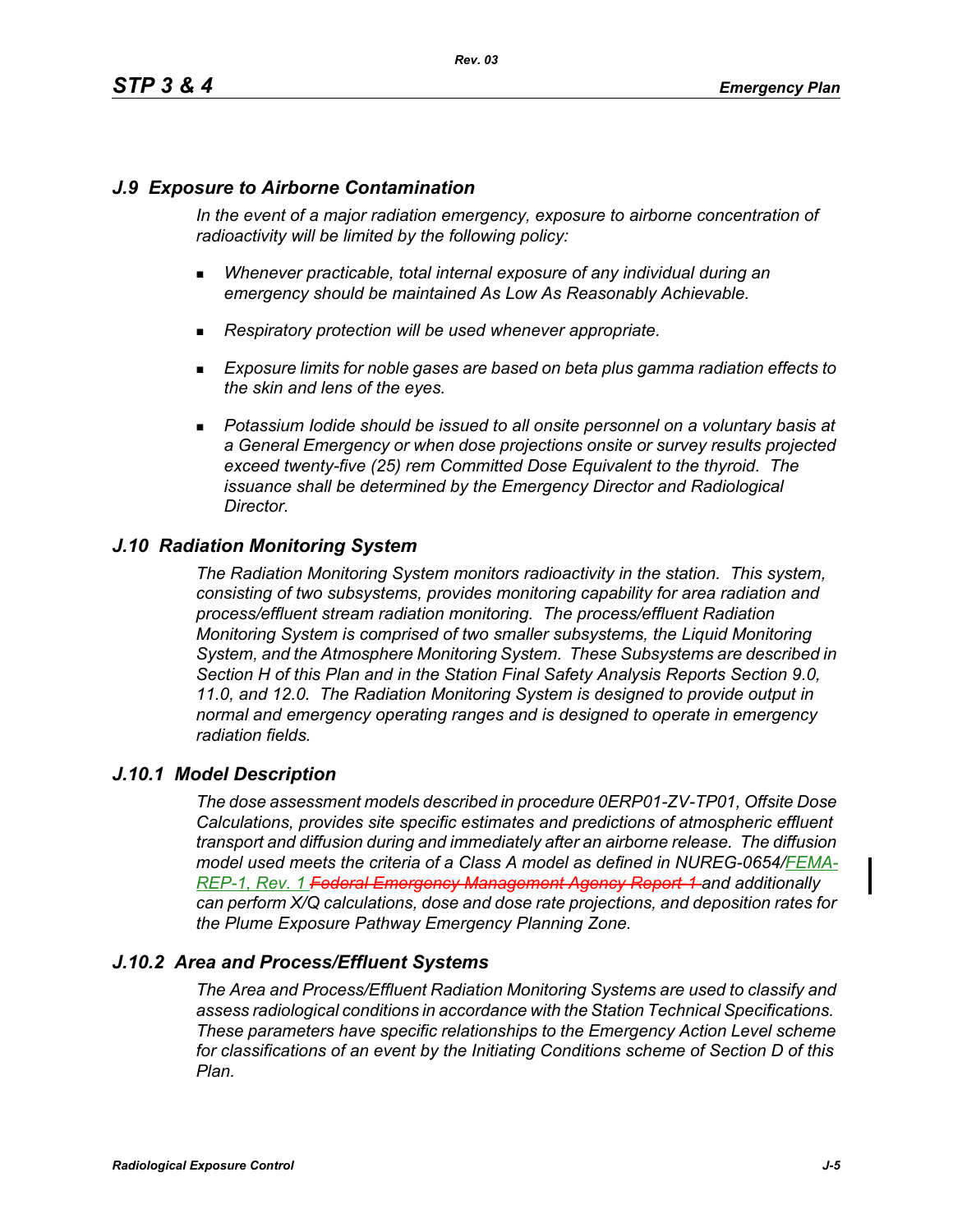## J.9 Exposure to Airborne Contamination

*In the event of a major radiation emergency, exposure to airborne concentration of radioactivity will be limited by the following policy:*

- *Whenever practicable, total internal exposure of any individual during an emergency should be maintained As Low As Reasonably Achievable.*
- *Respiratory protection will be used whenever appropriate.*
- *Exposure limits for noble gases are based on beta plus gamma radiation effects to the skin and lens of the eyes.*
- *Potassium Iodide should be issued to all onsite personnel on a voluntary basis at a General Emergency or when dose projections onsite or survey results projected exceed twenty-five (25) rem Committed Dose Equivalent to the thyroid. The issuance shall be determined by the Emergency Director and Radiological Director.*

## J.10 Radiation Monitoring System

*The Radiation Monitoring System monitors radioactivity in the station. This system, consisting of two subsystems, provides monitoring capability for area radiation and process/effluent stream radiation monitoring. The process/effluent Radiation Monitoring System is comprised of two smaller subsystems, the Liquid Monitoring System, and the Atmosphere Monitoring System. These Subsystems are described in Section H of this Plan and in the Station Final Safety Analysis Reports Section 9.0, 11.0, and 12.0. The Radiation Monitoring System is designed to provide output in normal and emergency operating ranges and is designed to operate in emergency radiation fields.*

### J.10.1 Model Description

*The dose assessment models described in procedure 0ERP01-ZV-TP01, Offsite Dose Calculations, provides site specific estimates and predictions of atmospheric effluent transport and diffusion during and immediately after an airborne release. The diffusion model used meets the criteria of a Class A model as defined in NUREG-0654/FEMA-REP-1, Rev. 1 ~~Federal Emergency Management Agency Report 1~~ and additionally can perform X/Q calculations, dose and dose rate projections, and deposition rates for the Plume Exposure Pathway Emergency Planning Zone.*

### J.10.2 Area and Process/Effluent Systems

*The Area and Process/Effluent Radiation Monitoring Systems are used to classify and assess radiological conditions in accordance with the Station Technical Specifications. These parameters have specific relationships to the Emergency Action Level scheme for classifications of an event by the Initiating Conditions scheme of Section D of this Plan.*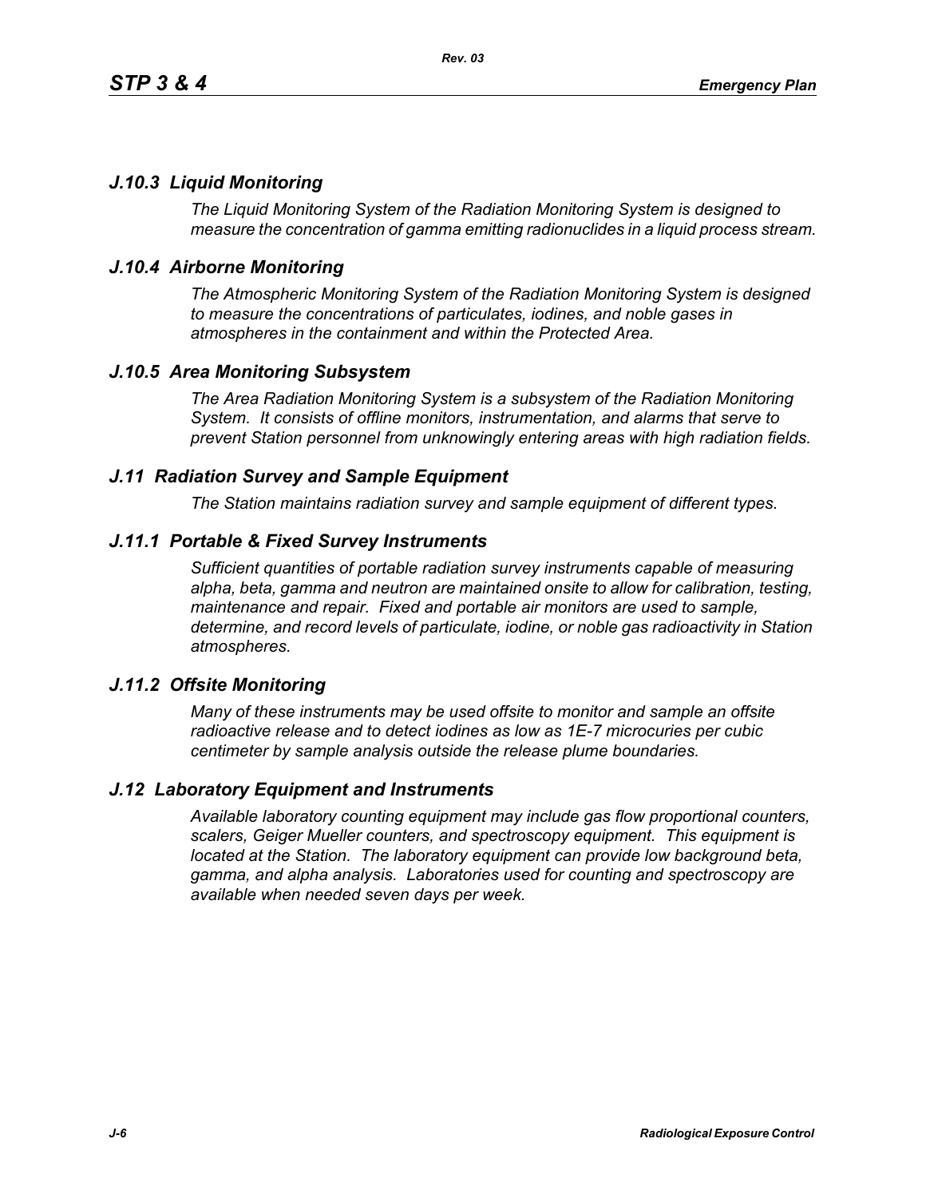### *J.10.3 Liquid Monitoring*

*The Liquid Monitoring System of the Radiation Monitoring System is designed to measure the concentration of gamma emitting radionuclides in a liquid process stream.*

### *J.10.4 Airborne Monitoring*

*The Atmospheric Monitoring System of the Radiation Monitoring System is designed to measure the concentrations of particulates, iodines, and noble gases in atmospheres in the containment and within the Protected Area.*

### *J.10.5 Area Monitoring Subsystem*

*The Area Radiation Monitoring System is a subsystem of the Radiation Monitoring System. It consists of offline monitors, instrumentation, and alarms that serve to prevent Station personnel from unknowingly entering areas with high radiation fields.*

## *J.11 Radiation Survey and Sample Equipment*

*The Station maintains radiation survey and sample equipment of different types.*

### *J.11.1 Portable & Fixed Survey Instruments*

*Sufficient quantities of portable radiation survey instruments capable of measuring alpha, beta, gamma and neutron are maintained onsite to allow for calibration, testing, maintenance and repair. Fixed and portable air monitors are used to sample, determine, and record levels of particulate, iodine, or noble gas radioactivity in Station atmospheres.*

### *J.11.2 Offsite Monitoring*

*Many of these instruments may be used offsite to monitor and sample an offsite radioactive release and to detect iodines as low as 1E-7 microcuries per cubic centimeter by sample analysis outside the release plume boundaries.*

## *J.12 Laboratory Equipment and Instruments*

*Available laboratory counting equipment may include gas flow proportional counters, scalers, Geiger Mueller counters, and spectroscopy equipment. This equipment is located at the Station. The laboratory equipment can provide low background beta, gamma, and alpha analysis. Laboratories used for counting and spectroscopy are available when needed seven days per week.*